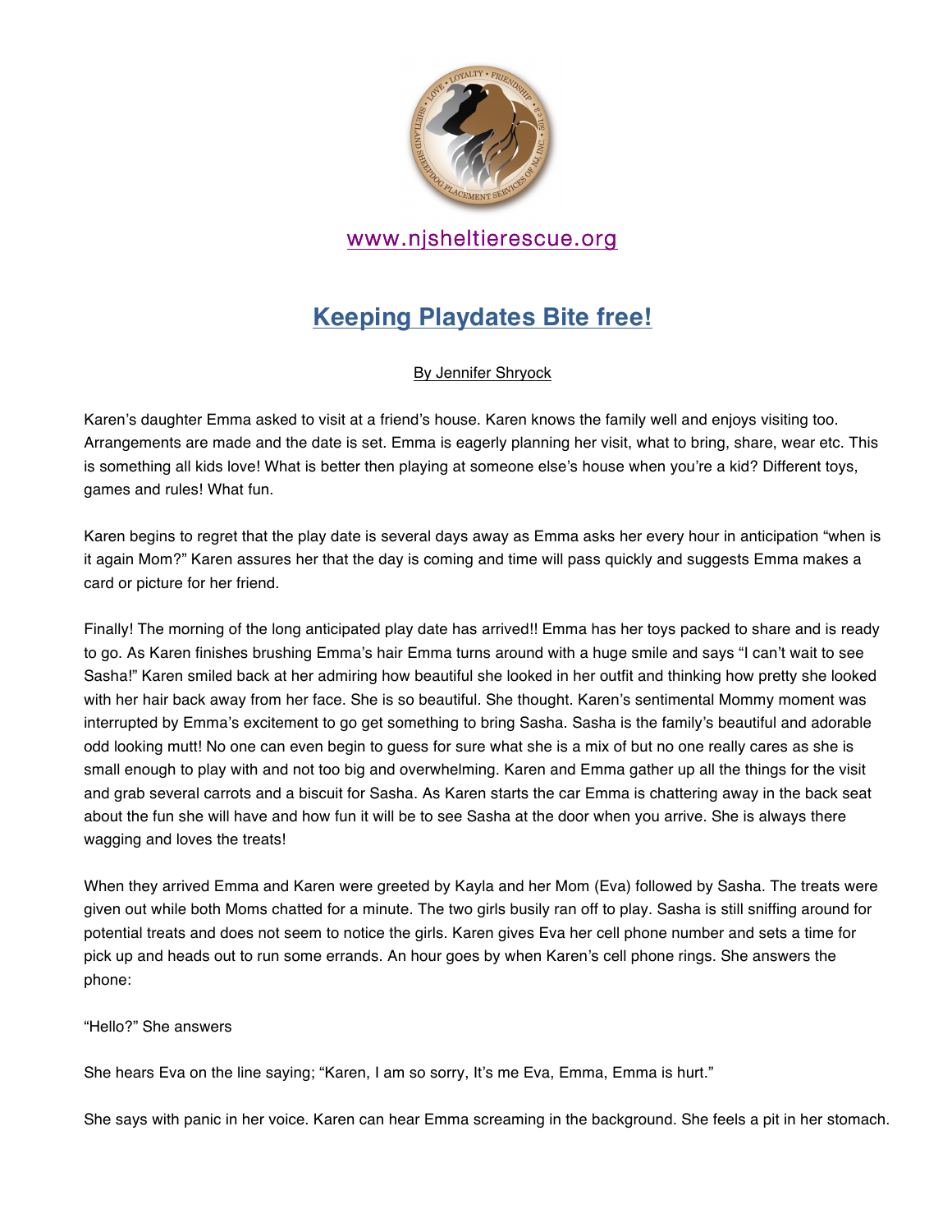www.njsheltierescue.org

# Keeping Playdates Bite free!

By Jennifer Shryock

Karen's daughter Emma asked to visit at a friend's house. Karen knows the family well and enjoys visiting too. Arrangements are made and the date is set. Emma is eagerly planning her visit, what to bring, share, wear etc. This is something all kids love! What is better then playing at someone else's house when you're a kid? Different toys, games and rules! What fun.

Karen begins to regret that the play date is several days away as Emma asks her every hour in anticipation "when is it again Mom?" Karen assures her that the day is coming and time will pass quickly and suggests Emma makes a card or picture for her friend.

Finally! The morning of the long anticipated play date has arrived!! Emma has her toys packed to share and is ready to go. As Karen finishes brushing Emma's hair Emma turns around with a huge smile and says "I can't wait to see Sasha!" Karen smiled back at her admiring how beautiful she looked in her outfit and thinking how pretty she looked with her hair back away from her face. She is so beautiful. She thought. Karen's sentimental Mommy moment was interrupted by Emma's excitement to go get something to bring Sasha. Sasha is the family's beautiful and adorable odd looking mutt! No one can even begin to guess for sure what she is a mix of but no one really cares as she is small enough to play with and not too big and overwhelming. Karen and Emma gather up all the things for the visit and grab several carrots and a biscuit for Sasha. As Karen starts the car Emma is chattering away in the back seat about the fun she will have and how fun it will be to see Sasha at the door when you arrive. She is always there wagging and loves the treats!

When they arrived Emma and Karen were greeted by Kayla and her Mom (Eva) followed by Sasha. The treats were given out while both Moms chatted for a minute. The two girls busily ran off to play. Sasha is still sniffing around for potential treats and does not seem to notice the girls. Karen gives Eva her cell phone number and sets a time for pick up and heads out to run some errands. An hour goes by when Karen's cell phone rings. She answers the phone:

"Hello?" She answers

She hears Eva on the line saying; "Karen, I am so sorry, It's me Eva, Emma, Emma is hurt."

She says with panic in her voice. Karen can hear Emma screaming in the background. She feels a pit in her stomach.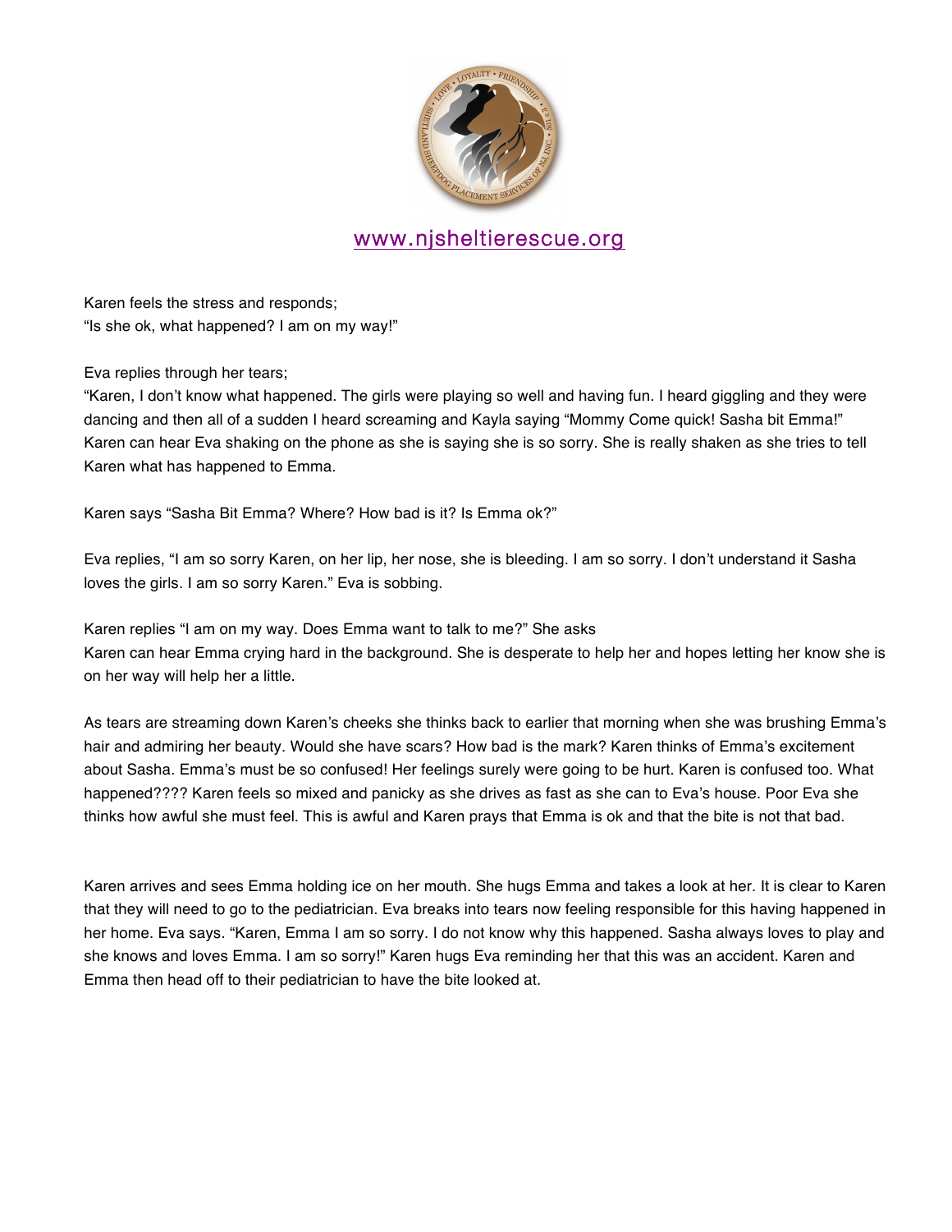www.njsheltierescue.org

Karen feels the stress and responds;
"Is she ok, what happened? I am on my way!"

Eva replies through her tears;
"Karen, I don't know what happened. The girls were playing so well and having fun. I heard giggling and they were dancing and then all of a sudden I heard screaming and Kayla saying "Mommy Come quick! Sasha bit Emma!" Karen can hear Eva shaking on the phone as she is saying she is so sorry. She is really shaken as she tries to tell Karen what has happened to Emma.

Karen says "Sasha Bit Emma? Where? How bad is it? Is Emma ok?"

Eva replies, "I am so sorry Karen, on her lip, her nose, she is bleeding. I am so sorry. I don't understand it Sasha loves the girls. I am so sorry Karen." Eva is sobbing.

Karen replies "I am on my way. Does Emma want to talk to me?" She asks
Karen can hear Emma crying hard in the background. She is desperate to help her and hopes letting her know she is on her way will help her a little.

As tears are streaming down Karen's cheeks she thinks back to earlier that morning when she was brushing Emma's hair and admiring her beauty. Would she have scars? How bad is the mark? Karen thinks of Emma's excitement about Sasha. Emma's must be so confused! Her feelings surely were going to be hurt. Karen is confused too. What happened???? Karen feels so mixed and panicky as she drives as fast as she can to Eva's house. Poor Eva she thinks how awful she must feel. This is awful and Karen prays that Emma is ok and that the bite is not that bad.

Karen arrives and sees Emma holding ice on her mouth. She hugs Emma and takes a look at her. It is clear to Karen that they will need to go to the pediatrician. Eva breaks into tears now feeling responsible for this having happened in her home. Eva says. "Karen, Emma I am so sorry. I do not know why this happened. Sasha always loves to play and she knows and loves Emma. I am so sorry!" Karen hugs Eva reminding her that this was an accident. Karen and Emma then head off to their pediatrician to have the bite looked at.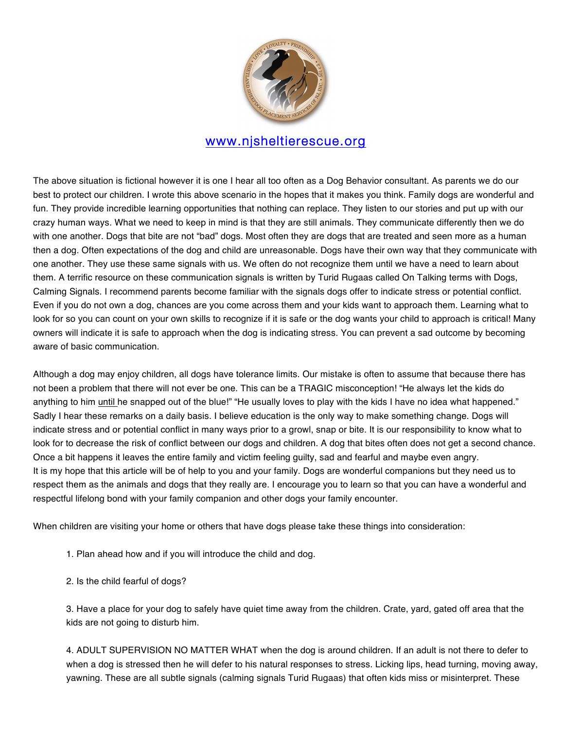www.njsheltierescue.org

The above situation is fictional however it is one I hear all too often as a Dog Behavior consultant. As parents we do our best to protect our children. I wrote this above scenario in the hopes that it makes you think. Family dogs are wonderful and fun. They provide incredible learning opportunities that nothing can replace. They listen to our stories and put up with our crazy human ways. What we need to keep in mind is that they are still animals. They communicate differently then we do with one another. Dogs that bite are not "bad" dogs. Most often they are dogs that are treated and seen more as a human then a dog. Often expectations of the dog and child are unreasonable. Dogs have their own way that they communicate with one another. They use these same signals with us. We often do not recognize them until we have a need to learn about them. A terrific resource on these communication signals is written by Turid Rugaas called On Talking terms with Dogs, Calming Signals. I recommend parents become familiar with the signals dogs offer to indicate stress or potential conflict. Even if you do not own a dog, chances are you come across them and your kids want to approach them. Learning what to look for so you can count on your own skills to recognize if it is safe or the dog wants your child to approach is critical! Many owners will indicate it is safe to approach when the dog is indicating stress. You can prevent a sad outcome by becoming aware of basic communication.

Although a dog may enjoy children, all dogs have tolerance limits. Our mistake is often to assume that because there has not been a problem that there will not ever be one. This can be a TRAGIC misconception! "He always let the kids do anything to him <u>until</u> he snapped out of the blue!" "He usually loves to play with the kids I have no idea what happened." Sadly I hear these remarks on a daily basis. I believe education is the only way to make something change. Dogs will indicate stress and or potential conflict in many ways prior to a growl, snap or bite. It is our responsibility to know what to look for to decrease the risk of conflict between our dogs and children. A dog that bites often does not get a second chance. Once a bit happens it leaves the entire family and victim feeling guilty, sad and fearful and maybe even angry.
It is my hope that this article will be of help to you and your family. Dogs are wonderful companions but they need us to respect them as the animals and dogs that they really are. I encourage you to learn so that you can have a wonderful and respectful lifelong bond with your family companion and other dogs your family encounter.

When children are visiting your home or others that have dogs please take these things into consideration:

1. Plan ahead how and if you will introduce the child and dog.

2. Is the child fearful of dogs?

3. Have a place for your dog to safely have quiet time away from the children. Crate, yard, gated off area that the kids are not going to disturb him.

4. ADULT SUPERVISION NO MATTER WHAT when the dog is around children. If an adult is not there to defer to when a dog is stressed then he will defer to his natural responses to stress. Licking lips, head turning, moving away, yawning. These are all subtle signals (calming signals Turid Rugaas) that often kids miss or misinterpret. These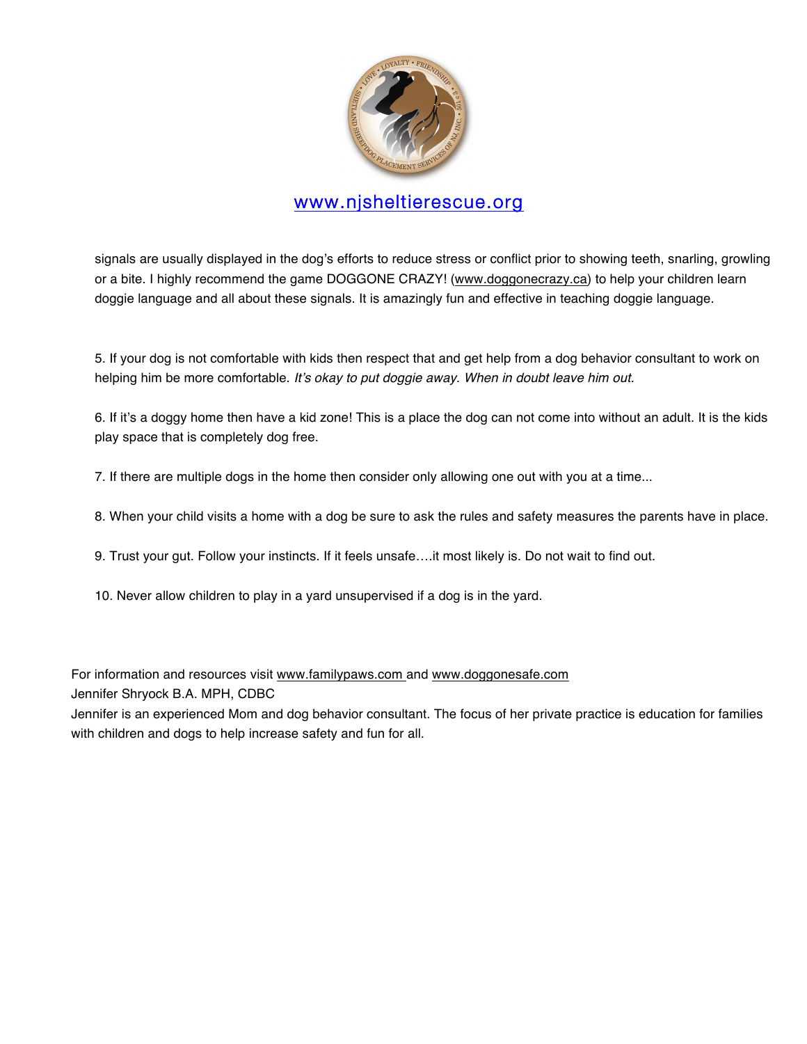www.njsheltierescue.org

signals are usually displayed in the dog's efforts to reduce stress or conflict prior to showing teeth, snarling, growling or a bite. I highly recommend the game DOGGONE CRAZY! (www.doggonecrazy.ca) to help your children learn doggie language and all about these signals. It is amazingly fun and effective in teaching doggie language.

5. If your dog is not comfortable with kids then respect that and get help from a dog behavior consultant to work on helping him be more comfortable. *It's okay to put doggie away. When in doubt leave him out.*

6. If it's a doggy home then have a kid zone! This is a place the dog can not come into without an adult. It is the kids play space that is completely dog free.

7. If there are multiple dogs in the home then consider only allowing one out with you at a time...

8. When your child visits a home with a dog be sure to ask the rules and safety measures the parents have in place.

9. Trust your gut. Follow your instincts. If it feels unsafe….it most likely is. Do not wait to find out.

10. Never allow children to play in a yard unsupervised if a dog is in the yard.

For information and resources visit www.familypaws.com and www.doggonesafe.com
Jennifer Shryock B.A. MPH, CDBC
Jennifer is an experienced Mom and dog behavior consultant. The focus of her private practice is education for families with children and dogs to help increase safety and fun for all.